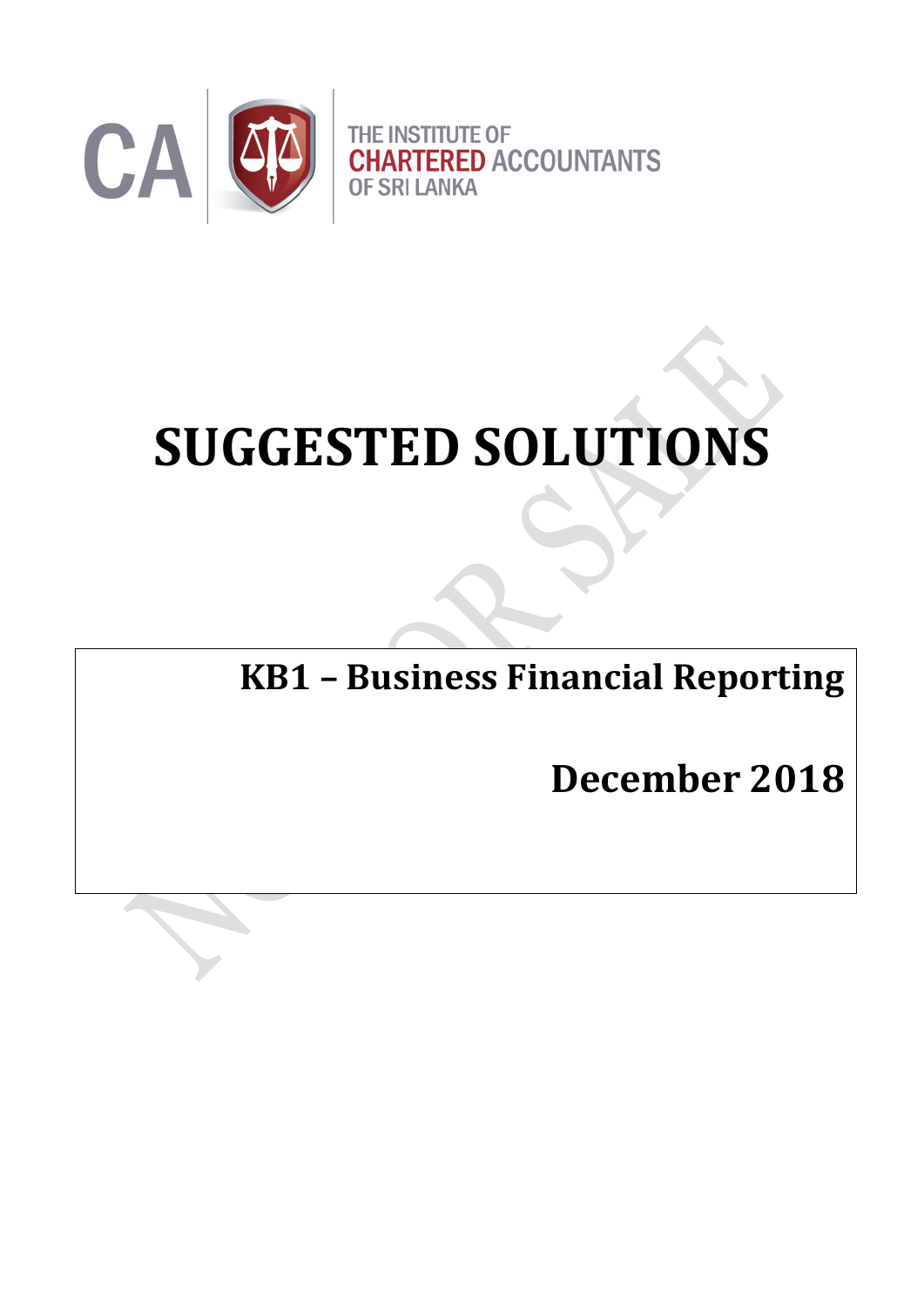CA

THE INSTITUTE OF
CHARTERED ACCOUNTANTS
OF SRI LANKA

# SUGGESTED SOLUTIONS

## KB1 – Business Financial Reporting

## December 2018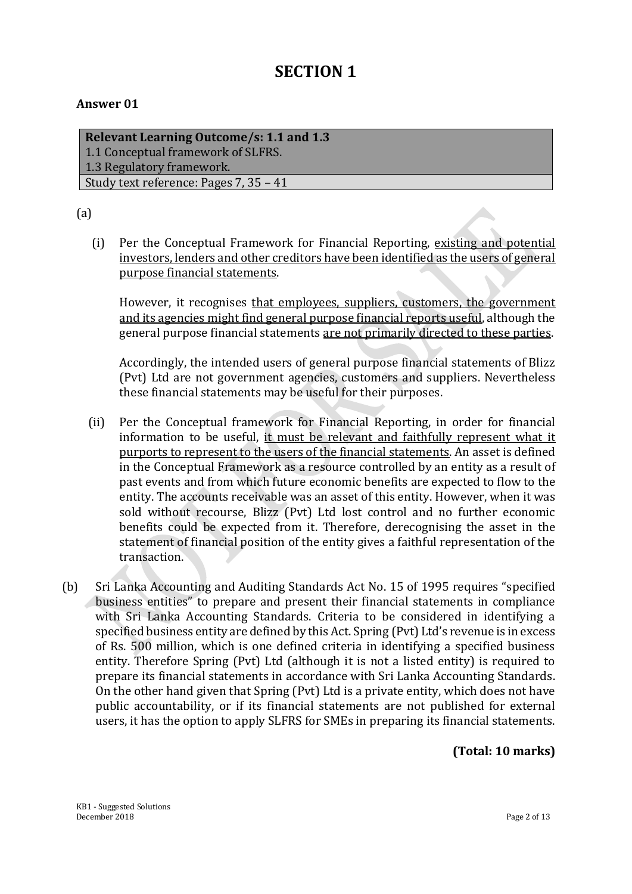# SECTION 1

**Answer 01**

| **Relevant Learning Outcome/s: 1.1 and 1.3** |
|---|
| 1.1 Conceptual framework of SLFRS. |
| 1.3 Regulatory framework. |
| Study text reference: Pages 7, 35 – 41 |

(a)

(i) Per the Conceptual Framework for Financial Reporting, existing and potential investors, lenders and other creditors have been identified as the users of general purpose financial statements.

However, it recognises that employees, suppliers, customers, the government and its agencies might find general purpose financial reports useful, although the general purpose financial statements are not primarily directed to these parties.

Accordingly, the intended users of general purpose financial statements of Blizz (Pvt) Ltd are not government agencies, customers and suppliers. Nevertheless these financial statements may be useful for their purposes.

(ii) Per the Conceptual framework for Financial Reporting, in order for financial information to be useful, it must be relevant and faithfully represent what it purports to represent to the users of the financial statements. An asset is defined in the Conceptual Framework as a resource controlled by an entity as a result of past events and from which future economic benefits are expected to flow to the entity. The accounts receivable was an asset of this entity. However, when it was sold without recourse, Blizz (Pvt) Ltd lost control and no further economic benefits could be expected from it. Therefore, derecognising the asset in the statement of financial position of the entity gives a faithful representation of the transaction.

(b) Sri Lanka Accounting and Auditing Standards Act No. 15 of 1995 requires "specified business entities" to prepare and present their financial statements in compliance with Sri Lanka Accounting Standards. Criteria to be considered in identifying a specified business entity are defined by this Act. Spring (Pvt) Ltd's revenue is in excess of Rs. 500 million, which is one defined criteria in identifying a specified business entity. Therefore Spring (Pvt) Ltd (although it is not a listed entity) is required to prepare its financial statements in accordance with Sri Lanka Accounting Standards. On the other hand given that Spring (Pvt) Ltd is a private entity, which does not have public accountability, or if its financial statements are not published for external users, it has the option to apply SLFRS for SMEs in preparing its financial statements.

**(Total: 10 marks)**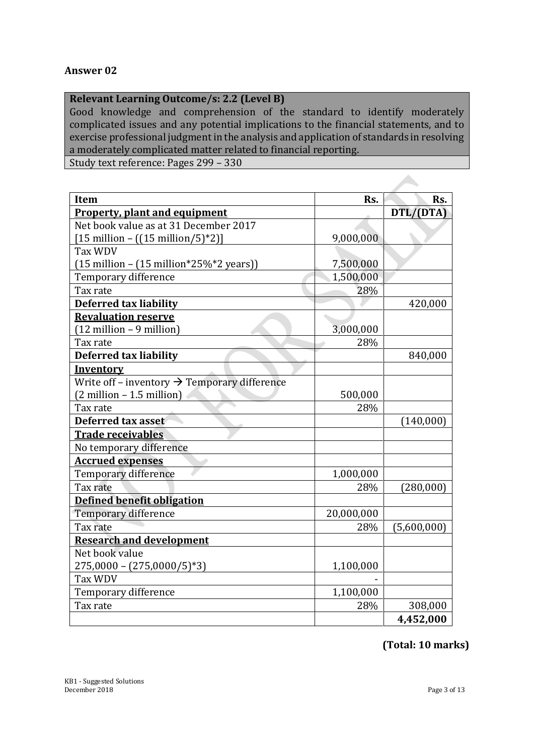## Answer 02

| **Relevant Learning Outcome/s: 2.2 (Level B)** |
|---|
| Good knowledge and comprehension of the standard to identify moderately complicated issues and any potential implications to the financial statements, and to exercise professional judgment in the analysis and application of standards in resolving a moderately complicated matter related to financial reporting. |
| Study text reference: Pages 299 – 330 |

| **Item** | **Rs.** | **Rs.** |
|---|---:|---:|
| **Property, plant and equipment** | | **DTL/(DTA)** |
| Net book value as at 31 December 2017 [15 million – ((15 million/5)*2)] | 9,000,000 | |
| Tax WDV (15 million – (15 million*25%*2 years)) | 7,500,000 | |
| Temporary difference | 1,500,000 | |
| Tax rate | 28% | |
| **Deferred tax liability** | | 420,000 |
| **Revaluation reserve** (12 million – 9 million) | 3,000,000 | |
| Tax rate | 28% | |
| **Deferred tax liability** | | 840,000 |
| **Inventory** | | |
| Write off – inventory → Temporary difference (2 million – 1.5 million) | 500,000 | |
| Tax rate | 28% | |
| **Deferred tax asset** | | (140,000) |
| **Trade receivables** | | |
| No temporary difference | | |
| **Accrued expenses** | | |
| Temporary difference | 1,000,000 | |
| Tax rate | 28% | (280,000) |
| **Defined benefit obligation** | | |
| Temporary difference | 20,000,000 | |
| Tax rate | 28% | (5,600,000) |
| **Research and development** | | |
| Net book value 275,0000 – (275,0000/5)*3) | 1,100,000 | |
| Tax WDV | - | |
| Temporary difference | 1,100,000 | |
| Tax rate | 28% | 308,000 |
| | | **4,452,000** |

**(Total: 10 marks)**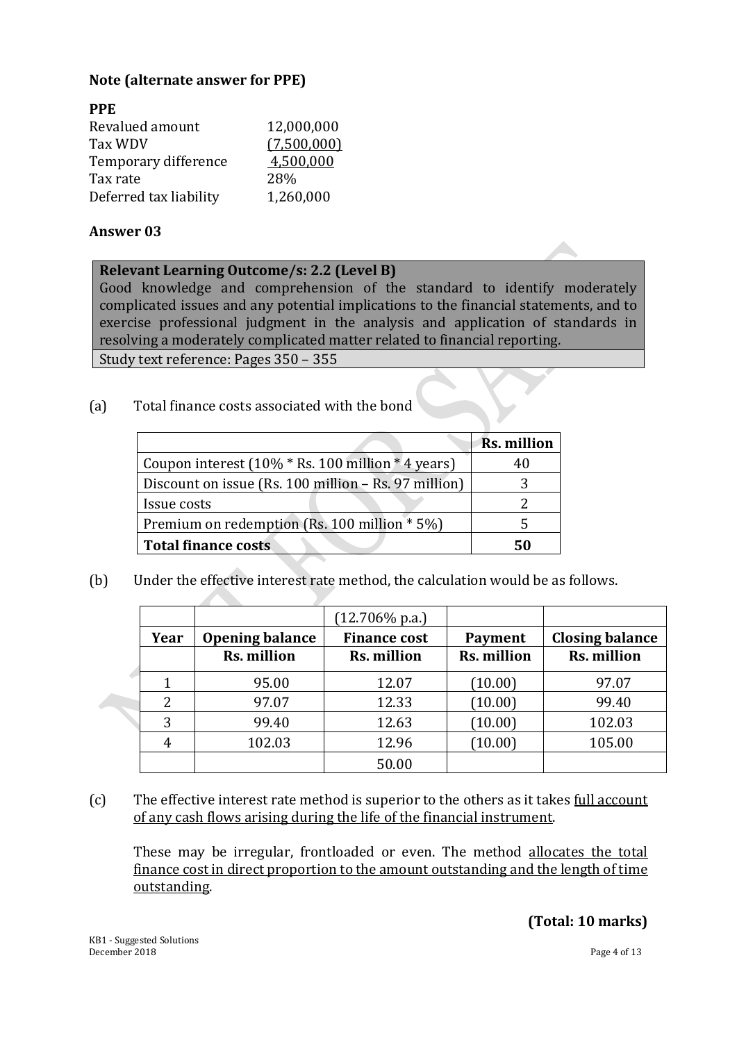**Note (alternate answer for PPE)**

**PPE**

| | |
|---|---|
| Revalued amount | 12,000,000 |
| Tax WDV | (7,500,000) |
| Temporary difference | 4,500,000 |
| Tax rate | 28% |
| Deferred tax liability | 1,260,000 |

## Answer 03

| **Relevant Learning Outcome/s: 2.2 (Level B)** |
|---|
| Good knowledge and comprehension of the standard to identify moderately complicated issues and any potential implications to the financial statements, and to exercise professional judgment in the analysis and application of standards in resolving a moderately complicated matter related to financial reporting. |
| Study text reference: Pages 350 – 355 |

(a) Total finance costs associated with the bond

| | **Rs. million** |
|---|---|
| Coupon interest (10% * Rs. 100 million * 4 years) | 40 |
| Discount on issue (Rs. 100 million – Rs. 97 million) | 3 |
| Issue costs | 2 |
| Premium on redemption (Rs. 100 million * 5%) | 5 |
| **Total finance costs** | **50** |

(b) Under the effective interest rate method, the calculation would be as follows.

| | | (12.706% p.a.) | | |
|---|---|---|---|---|
| **Year** | **Opening balance** | **Finance cost** | **Payment** | **Closing balance** |
| | **Rs. million** | **Rs. million** | **Rs. million** | **Rs. million** |
| 1 | 95.00 | 12.07 | (10.00) | 97.07 |
| 2 | 97.07 | 12.33 | (10.00) | 99.40 |
| 3 | 99.40 | 12.63 | (10.00) | 102.03 |
| 4 | 102.03 | 12.96 | (10.00) | 105.00 |
| | | 50.00 | | |

(c) The effective interest rate method is superior to the others as it takes full account of any cash flows arising during the life of the financial instrument.

These may be irregular, frontloaded or even. The method allocates the total finance cost in direct proportion to the amount outstanding and the length of time outstanding.

**(Total: 10 marks)**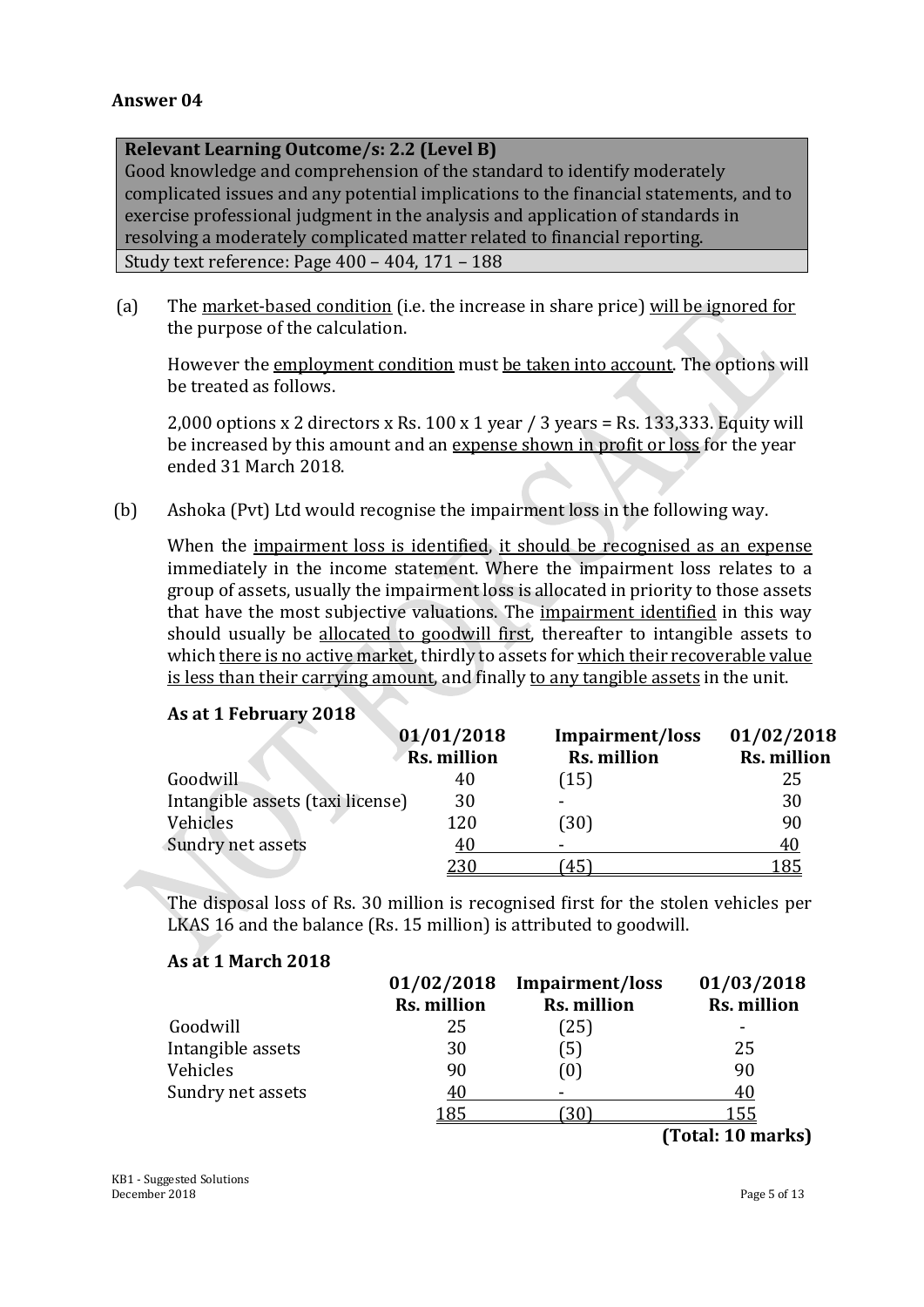**Answer 04**

| **Relevant Learning Outcome/s: 2.2 (Level B)** Good knowledge and comprehension of the standard to identify moderately complicated issues and any potential implications to the financial statements, and to exercise professional judgment in the analysis and application of standards in resolving a moderately complicated matter related to financial reporting. |
|---|
| Study text reference: Page 400 – 404, 171 – 188 |

(a) The market-based condition (i.e. the increase in share price) will be ignored for the purpose of the calculation.

However the employment condition must be taken into account. The options will be treated as follows.

2,000 options x 2 directors x Rs. 100 x 1 year / 3 years = Rs. 133,333. Equity will be increased by this amount and an expense shown in profit or loss for the year ended 31 March 2018.

(b) Ashoka (Pvt) Ltd would recognise the impairment loss in the following way.

When the impairment loss is identified, it should be recognised as an expense immediately in the income statement. Where the impairment loss relates to a group of assets, usually the impairment loss is allocated in priority to those assets that have the most subjective valuations. The impairment identified in this way should usually be allocated to goodwill first, thereafter to intangible assets to which there is no active market, thirdly to assets for which their recoverable value is less than their carrying amount, and finally to any tangible assets in the unit.

**As at 1 February 2018**

| | **01/01/2018 Rs. million** | **Impairment/loss Rs. million** | **01/02/2018 Rs. million** |
|---|---|---|---|
| Goodwill | 40 | (15) | 25 |
| Intangible assets (taxi license) | 30 | - | 30 |
| Vehicles | 120 | (30) | 90 |
| Sundry net assets | 40 | - | 40 |
| | 230 | (45) | 185 |

The disposal loss of Rs. 30 million is recognised first for the stolen vehicles per LKAS 16 and the balance (Rs. 15 million) is attributed to goodwill.

**As at 1 March 2018**

| | **01/02/2018 Rs. million** | **Impairment/loss Rs. million** | **01/03/2018 Rs. million** |
|---|---|---|---|
| Goodwill | 25 | (25) | - |
| Intangible assets | 30 | (5) | 25 |
| Vehicles | 90 | (0) | 90 |
| Sundry net assets | 40 | - | 40 |
| | 185 | (30) | 155 |

**(Total: 10 marks)**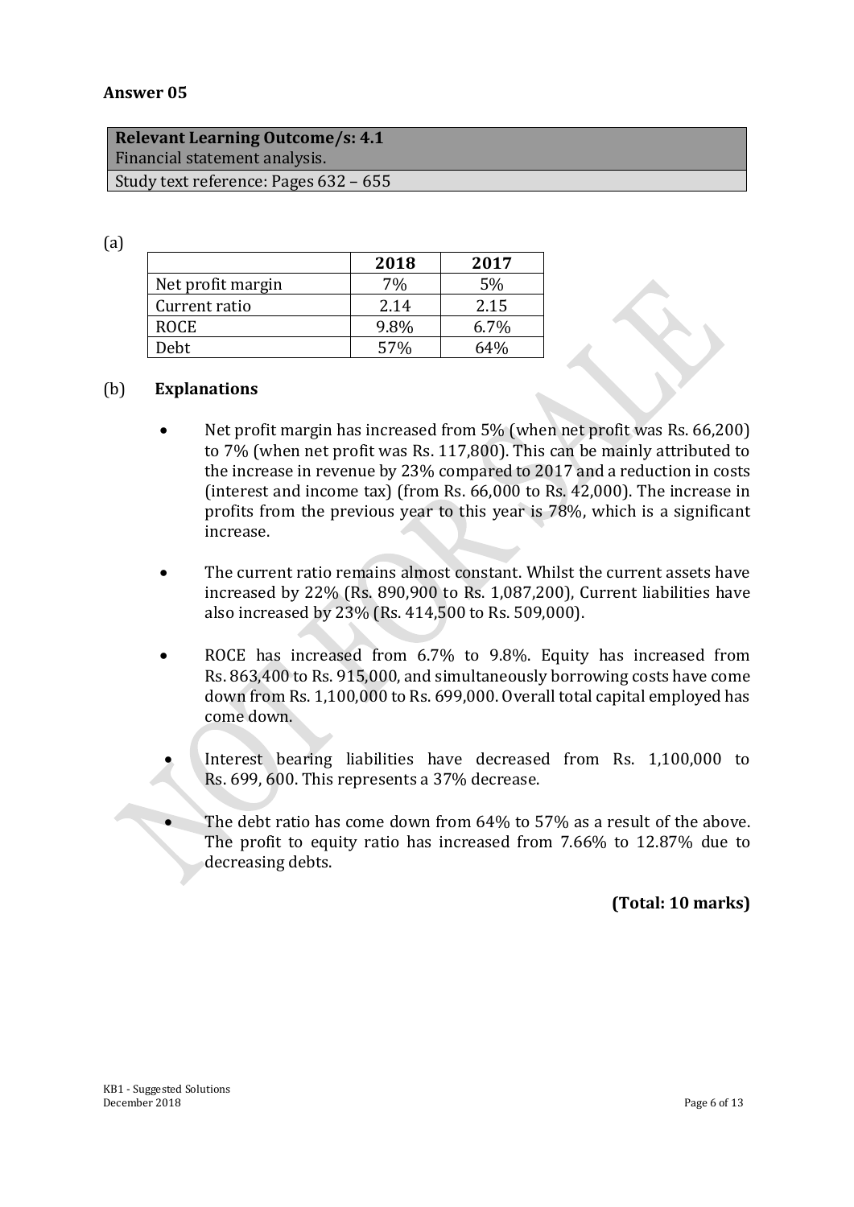**Answer 05**

| **Relevant Learning Outcome/s: 4.1** |
|---|
| Financial statement analysis. |
| Study text reference: Pages 632 – 655 |

(a)

| | **2018** | **2017** |
|---|---|---|
| Net profit margin | 7% | 5% |
| Current ratio | 2.14 | 2.15 |
| ROCE | 9.8% | 6.7% |
| Debt | 57% | 64% |

(b) **Explanations**

- Net profit margin has increased from 5% (when net profit was Rs. 66,200) to 7% (when net profit was Rs. 117,800). This can be mainly attributed to the increase in revenue by 23% compared to 2017 and a reduction in costs (interest and income tax) (from Rs. 66,000 to Rs. 42,000). The increase in profits from the previous year to this year is 78%, which is a significant increase.

- The current ratio remains almost constant. Whilst the current assets have increased by 22% (Rs. 890,900 to Rs. 1,087,200), Current liabilities have also increased by 23% (Rs. 414,500 to Rs. 509,000).

- ROCE has increased from 6.7% to 9.8%. Equity has increased from Rs. 863,400 to Rs. 915,000, and simultaneously borrowing costs have come down from Rs. 1,100,000 to Rs. 699,000. Overall total capital employed has come down.

- Interest bearing liabilities have decreased from Rs. 1,100,000 to Rs. 699, 600. This represents a 37% decrease.

- The debt ratio has come down from 64% to 57% as a result of the above. The profit to equity ratio has increased from 7.66% to 12.87% due to decreasing debts.

**(Total: 10 marks)**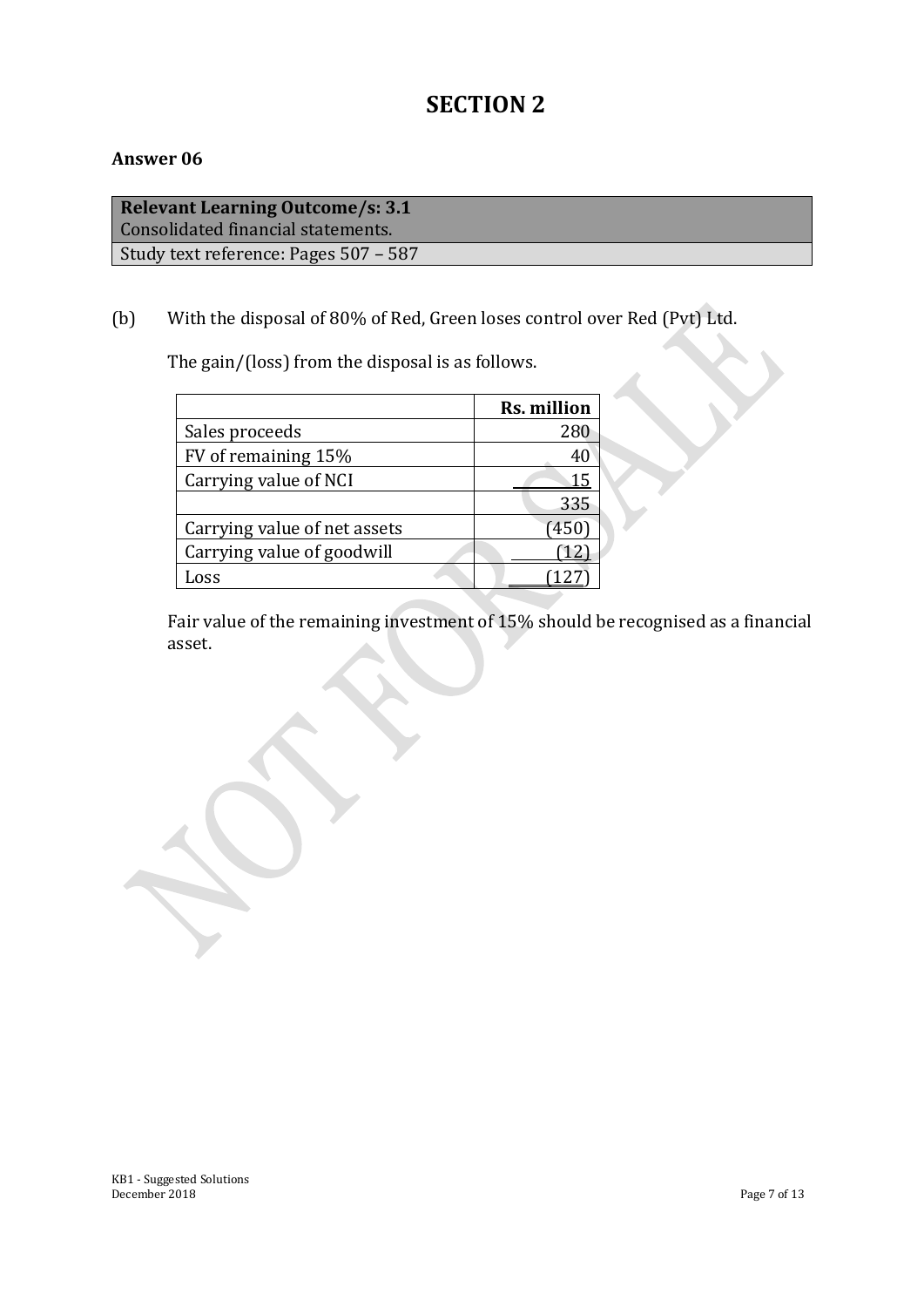# SECTION 2

## Answer 06

| Relevant Learning Outcome/s: 3.1 |
|---|
| Consolidated financial statements. |
| Study text reference: Pages 507 – 587 |

(b) With the disposal of 80% of Red, Green loses control over Red (Pvt) Ltd.

The gain/(loss) from the disposal is as follows.

| | Rs. million |
|---|---:|
| Sales proceeds | 280 |
| FV of remaining 15% | 40 |
| Carrying value of NCI | 15 |
| | 335 |
| Carrying value of net assets | (450) |
| Carrying value of goodwill | (12) |
| Loss | (127) |

Fair value of the remaining investment of 15% should be recognised as a financial asset.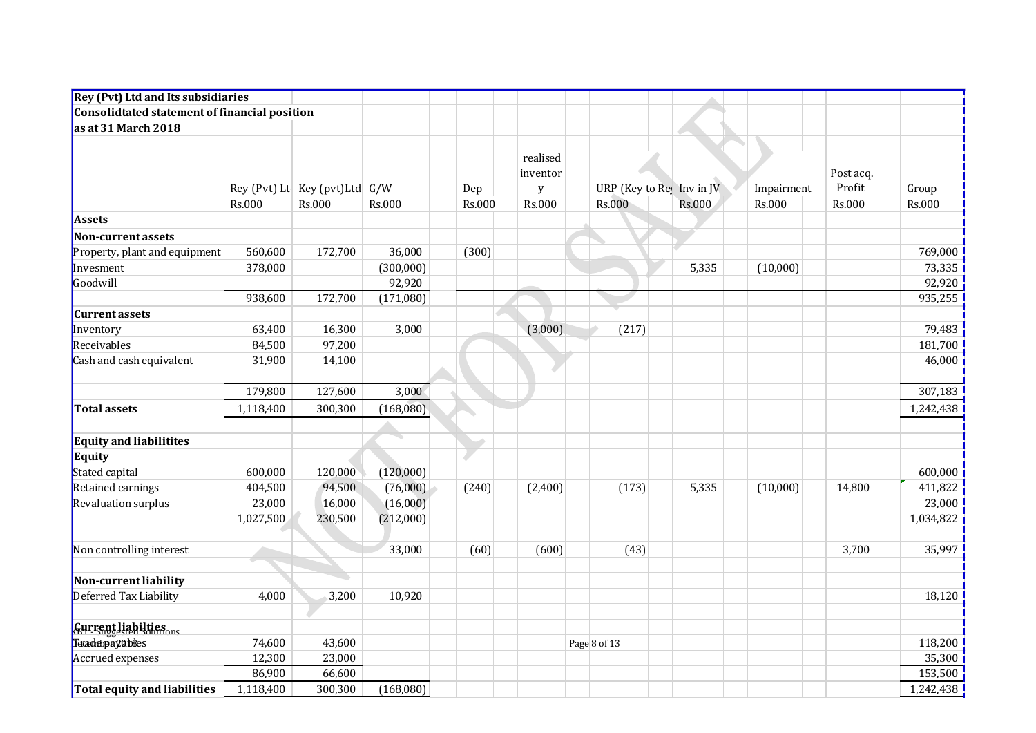**Rey (Pvt) Ltd and Its subsidiaries**
**Consolidtated statement of financial position**
**as at 31 March 2018**

| | Rey (Pvt) Ltd | Key (pvt)Ltd | G/W | Dep | realised inventory | URP (Key to Rey) | Inv in JV | Impairment | Post acq. Profit | Group |
|---|---|---|---|---|---|---|---|---|---|---|
| | Rs.000 | Rs.000 | Rs.000 | Rs.000 | Rs.000 | Rs.000 | Rs.000 | Rs.000 | Rs.000 | Rs.000 |
| **Assets** | | | | | | | | | | |
| **Non-current assets** | | | | | | | | | | |
| Property, plant and equipment | 560,600 | 172,700 | 36,000 | (300) | | | | | | 769,000 |
| Invesment | 378,000 | | (300,000) | | | | 5,335 | (10,000) | | 73,335 |
| Goodwill | | | 92,920 | | | | | | | 92,920 |
| | 938,600 | 172,700 | (171,080) | | | | | | | 935,255 |
| **Current assets** | | | | | | | | | | |
| Inventory | 63,400 | 16,300 | 3,000 | | (3,000) | (217) | | | | 79,483 |
| Receivables | 84,500 | 97,200 | | | | | | | | 181,700 |
| Cash and cash equivalent | 31,900 | 14,100 | | | | | | | | 46,000 |
| | 179,800 | 127,600 | 3,000 | | | | | | | 307,183 |
| **Total assets** | 1,118,400 | 300,300 | (168,080) | | | | | | | 1,242,438 |
| **Equity and liabilitites** | | | | | | | | | | |
| **Equity** | | | | | | | | | | |
| Stated capital | 600,000 | 120,000 | (120,000) | | | | | | | 600,000 |
| Retained earnings | 404,500 | 94,500 | (76,000) | (240) | (2,400) | (173) | 5,335 | (10,000) | 14,800 | 411,822 |
| Revaluation surplus | 23,000 | 16,000 | (16,000) | | | | | | | 23,000 |
| | 1,027,500 | 230,500 | (212,000) | | | | | | | 1,034,822 |
| Non controlling interest | | | 33,000 | (60) | (600) | (43) | | | 3,700 | 35,997 |
| **Non-current liability** | | | | | | | | | | |
| Deferred Tax Liability | 4,000 | 3,200 | 10,920 | | | | | | | 18,120 |
| **Current liabilties** | | | | | | | | | | |
| Trade payables | 74,600 | 43,600 | | | | | | | | 118,200 |
| Accrued expenses | 12,300 | 23,000 | | | | | | | | 35,300 |
| | 86,900 | 66,600 | | | | | | | | 153,500 |
| **Total equity and liabilities** | 1,118,400 | 300,300 | (168,080) | | | | | | | 1,242,438 |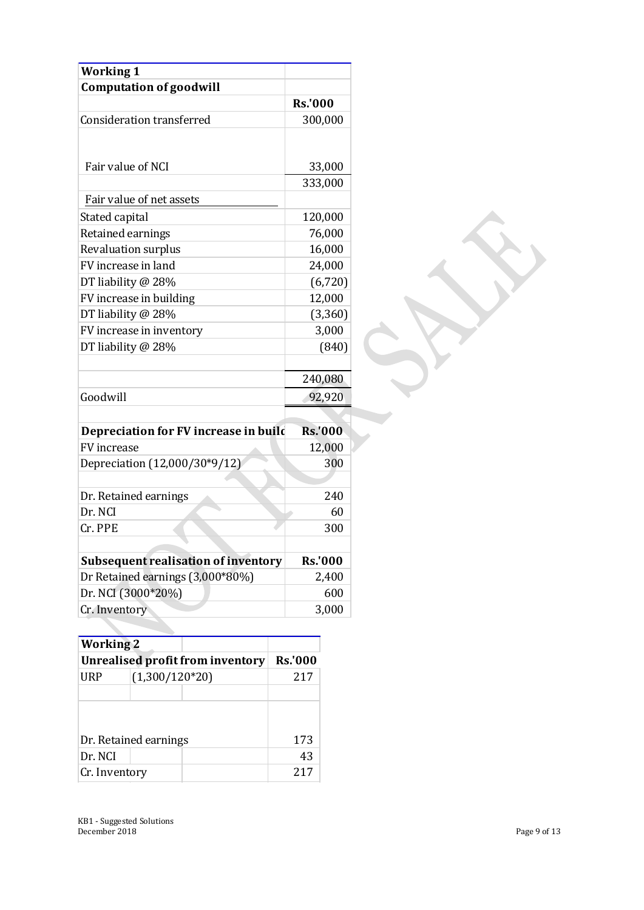| Working 1 | |
|---|---|
| **Computation of goodwill** | |
| | **Rs.'000** |
| Consideration transferred | 300,000 |
| | |
| Fair value of NCI | 33,000 |
| | 333,000 |
| Fair value of net assets | |
| Stated capital | 120,000 |
| Retained earnings | 76,000 |
| Revaluation surplus | 16,000 |
| FV increase in land | 24,000 |
| DT liability @ 28% | (6,720) |
| FV increase in building | 12,000 |
| DT liability @ 28% | (3,360) |
| FV increase in inventory | 3,000 |
| DT liability @ 28% | (840) |
| | |
| | 240,080 |
| Goodwill | 92,920 |

| Depreciation for FV increase in build | Rs.'000 |
|---|---|
| FV increase | 12,000 |
| Depreciation (12,000/30*9/12) | 300 |
| | |
| Dr. Retained earnings | 240 |
| Dr. NCI | 60 |
| Cr. PPE | 300 |

| Subsequent realisation of inventory | Rs.'000 |
|---|---|
| Dr Retained earnings (3,000*80%) | 2,400 |
| Dr. NCI (3000*20%) | 600 |
| Cr. Inventory | 3,000 |

| Working 2 | | |
|---|---|---|
| **Unrealised profit from inventory** | | **Rs.'000** |
| URP | (1,300/120*20) | 217 |
| | | |
| Dr. Retained earnings | | 173 |
| Dr. NCI | | 43 |
| Cr. Inventory | | 217 |

KB1 - Suggested Solutions
December 2018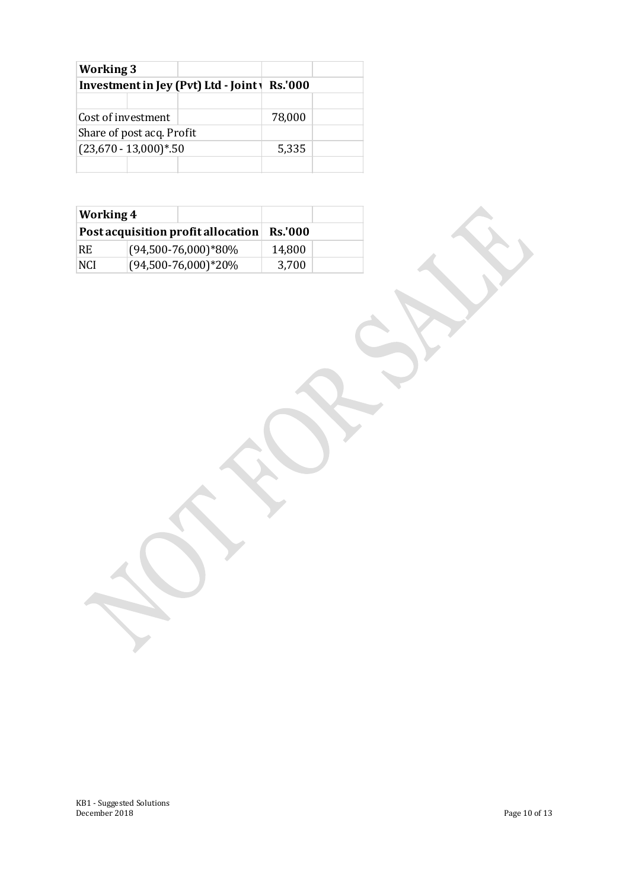| Working 3 | | |
|---|---|---|
| Investment in Jey (Pvt) Ltd - Joint v | Rs.'000 | |
| | | |
| Cost of investment | 78,000 | |
| Share of post acq. Profit | | |
| (23,670 - 13,000)*.50 | 5,335 | |
| | | |

| Working 4 | | | |
|---|---|---|---|
| Post acquisition profit allocation | | Rs.'000 | |
| RE | (94,500-76,000)*80% | 14,800 | |
| NCI | (94,500-76,000)*20% | 3,700 | |

NOT FOR SALE

KB1 - Suggested Solutions
December 2018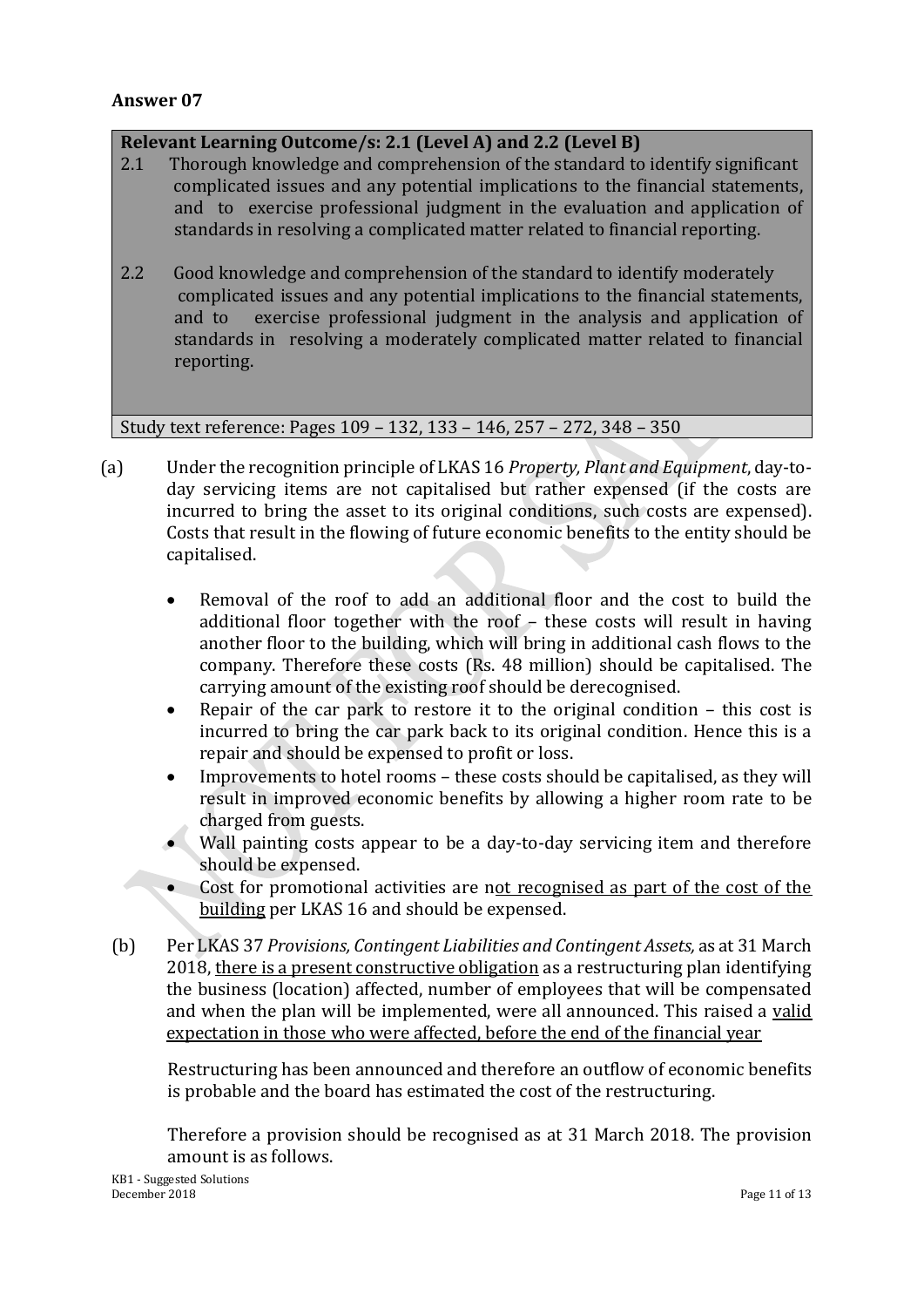## Answer 07

**Relevant Learning Outcome/s: 2.1 (Level A) and 2.2 (Level B)**

2.1 Thorough knowledge and comprehension of the standard to identify significant complicated issues and any potential implications to the financial statements, and to exercise professional judgment in the evaluation and application of standards in resolving a complicated matter related to financial reporting.

2.2 Good knowledge and comprehension of the standard to identify moderately complicated issues and any potential implications to the financial statements, and to exercise professional judgment in the analysis and application of standards in resolving a moderately complicated matter related to financial reporting.

Study text reference: Pages 109 – 132, 133 – 146, 257 – 272, 348 – 350

(a) Under the recognition principle of LKAS 16 *Property, Plant and Equipment*, day-to-day servicing items are not capitalised but rather expensed (if the costs are incurred to bring the asset to its original conditions, such costs are expensed). Costs that result in the flowing of future economic benefits to the entity should be capitalised.

- Removal of the roof to add an additional floor and the cost to build the additional floor together with the roof – these costs will result in having another floor to the building, which will bring in additional cash flows to the company. Therefore these costs (Rs. 48 million) should be capitalised. The carrying amount of the existing roof should be derecognised.
- Repair of the car park to restore it to the original condition – this cost is incurred to bring the car park back to its original condition. Hence this is a repair and should be expensed to profit or loss.
- Improvements to hotel rooms – these costs should be capitalised, as they will result in improved economic benefits by allowing a higher room rate to be charged from guests.
- Wall painting costs appear to be a day-to-day servicing item and therefore should be expensed.
- Cost for promotional activities are <u>not recognised as part of the cost of the building</u> per LKAS 16 and should be expensed.

(b) Per LKAS 37 *Provisions, Contingent Liabilities and Contingent Assets,* as at 31 March 2018, <u>there is a present constructive obligation</u> as a restructuring plan identifying the business (location) affected, number of employees that will be compensated and when the plan will be implemented, were all announced. This raised a <u>valid expectation in those who were affected, before the end of the financial year</u>

Restructuring has been announced and therefore an outflow of economic benefits is probable and the board has estimated the cost of the restructuring.

Therefore a provision should be recognised as at 31 March 2018. The provision amount is as follows.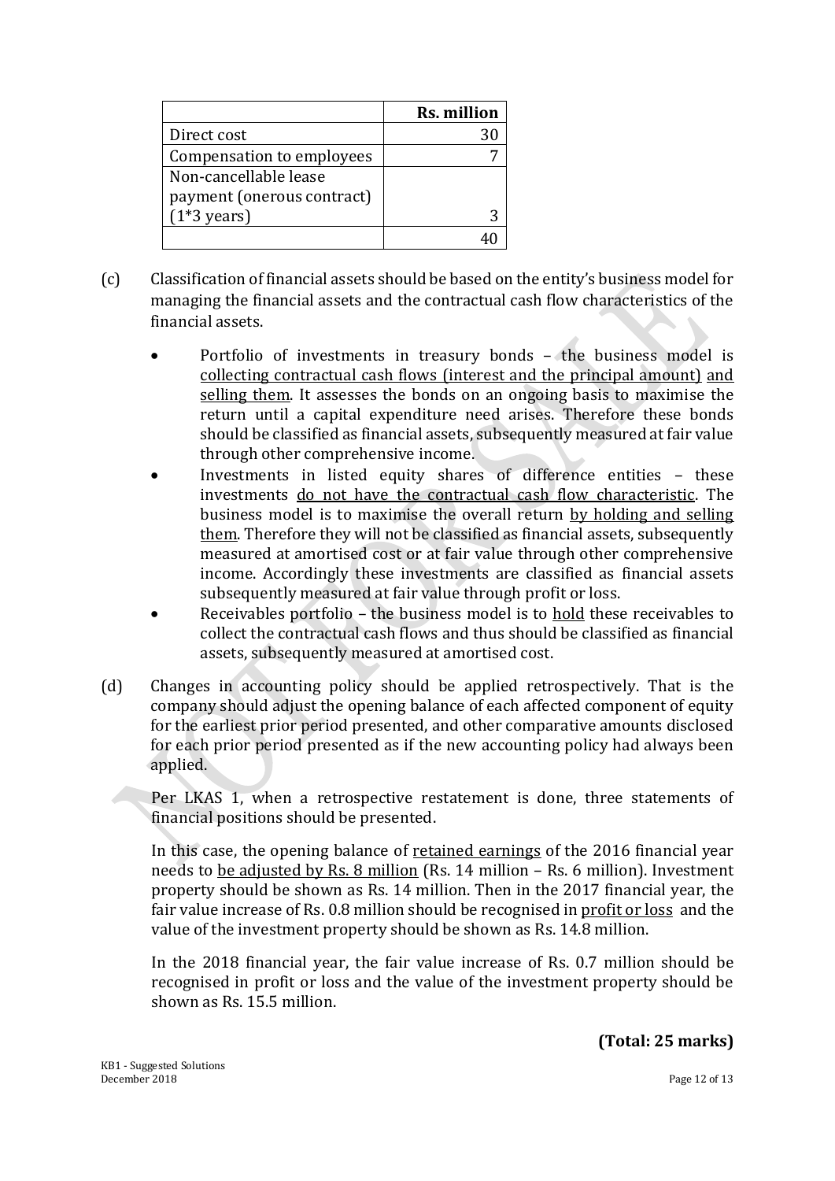| | Rs. million |
|---|---|
| Direct cost | 30 |
| Compensation to employees | 7 |
| Non-cancellable lease payment (onerous contract) (1*3 years) | 3 |
| | 40 |

(c) Classification of financial assets should be based on the entity's business model for managing the financial assets and the contractual cash flow characteristics of the financial assets.

- Portfolio of investments in treasury bonds – the business model is collecting contractual cash flows (interest and the principal amount) and selling them. It assesses the bonds on an ongoing basis to maximise the return until a capital expenditure need arises. Therefore these bonds should be classified as financial assets, subsequently measured at fair value through other comprehensive income.
- Investments in listed equity shares of difference entities – these investments do not have the contractual cash flow characteristic. The business model is to maximise the overall return by holding and selling them. Therefore they will not be classified as financial assets, subsequently measured at amortised cost or at fair value through other comprehensive income. Accordingly these investments are classified as financial assets subsequently measured at fair value through profit or loss.
- Receivables portfolio – the business model is to hold these receivables to collect the contractual cash flows and thus should be classified as financial assets, subsequently measured at amortised cost.

(d) Changes in accounting policy should be applied retrospectively. That is the company should adjust the opening balance of each affected component of equity for the earliest prior period presented, and other comparative amounts disclosed for each prior period presented as if the new accounting policy had always been applied.

Per LKAS 1, when a retrospective restatement is done, three statements of financial positions should be presented.

In this case, the opening balance of retained earnings of the 2016 financial year needs to be adjusted by Rs. 8 million (Rs. 14 million – Rs. 6 million). Investment property should be shown as Rs. 14 million. Then in the 2017 financial year, the fair value increase of Rs. 0.8 million should be recognised in profit or loss and the value of the investment property should be shown as Rs. 14.8 million.

In the 2018 financial year, the fair value increase of Rs. 0.7 million should be recognised in profit or loss and the value of the investment property should be shown as Rs. 15.5 million.

**(Total: 25 marks)**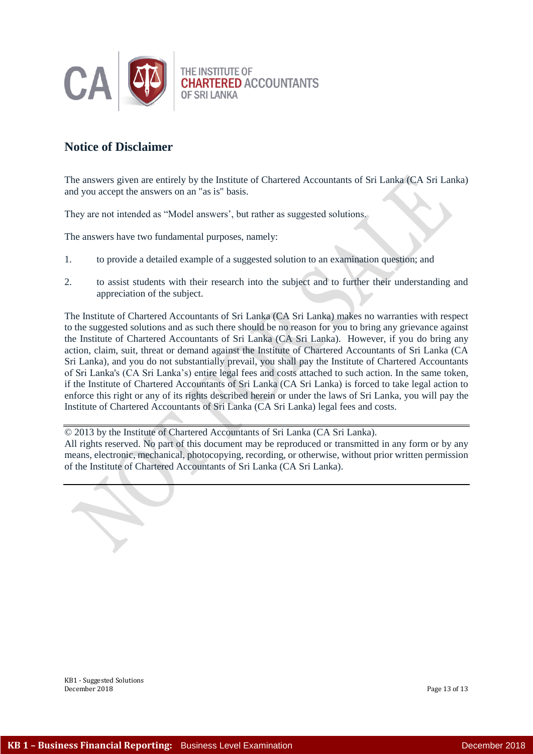THE INSTITUTE OF CHARTERED ACCOUNTANTS OF SRI LANKA

## Notice of Disclaimer

The answers given are entirely by the Institute of Chartered Accountants of Sri Lanka (CA Sri Lanka) and you accept the answers on an "as is" basis.

They are not intended as "Model answers', but rather as suggested solutions.

The answers have two fundamental purposes, namely:

1. to provide a detailed example of a suggested solution to an examination question; and
2. to assist students with their research into the subject and to further their understanding and appreciation of the subject.

The Institute of Chartered Accountants of Sri Lanka (CA Sri Lanka) makes no warranties with respect to the suggested solutions and as such there should be no reason for you to bring any grievance against the Institute of Chartered Accountants of Sri Lanka (CA Sri Lanka). However, if you do bring any action, claim, suit, threat or demand against the Institute of Chartered Accountants of Sri Lanka (CA Sri Lanka), and you do not substantially prevail, you shall pay the Institute of Chartered Accountants of Sri Lanka's (CA Sri Lanka's) entire legal fees and costs attached to such action. In the same token, if the Institute of Chartered Accountants of Sri Lanka (CA Sri Lanka) is forced to take legal action to enforce this right or any of its rights described herein or under the laws of Sri Lanka, you will pay the Institute of Chartered Accountants of Sri Lanka (CA Sri Lanka) legal fees and costs.

---

© 2013 by the Institute of Chartered Accountants of Sri Lanka (CA Sri Lanka).
All rights reserved. No part of this document may be reproduced or transmitted in any form or by any means, electronic, mechanical, photocopying, recording, or otherwise, without prior written permission of the Institute of Chartered Accountants of Sri Lanka (CA Sri Lanka).

---